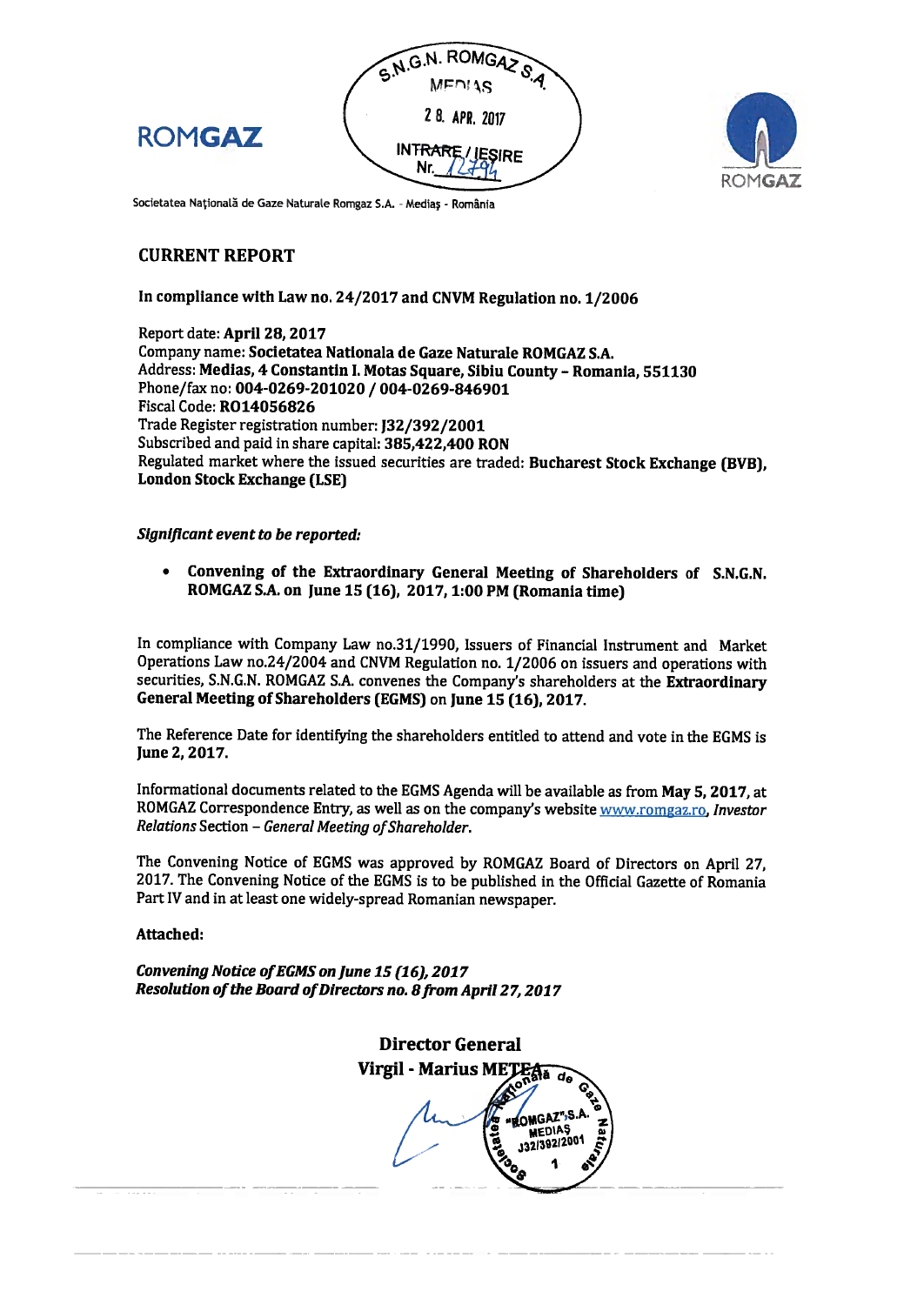ROMGAZ

Societatea Națională de Gaze Naturale Romgaz S.A. - Mediaș - România

## CURRENT REPORT

**In compliance with Law no. 24/2017 and CNVM Regulation no. 1/2006**

Report date: **April 28, 2017**
Company name: **Societatea Nationala de Gaze Naturale ROMGAZ S.A.**
Address: **Medias, 4 Constantin I. Motas Square, Sibiu County – Romania, 551130**
Phone/fax no: **004-0269-201020 / 004-0269-846901**
Fiscal Code: **RO14056826**
Trade Register registration number: **J32/392/2001**
Subscribed and paid in share capital: **385,422,400 RON**
Regulated market where the issued securities are traded: **Bucharest Stock Exchange (BVB), London Stock Exchange (LSE)**

***Significant event to be reported:***

- **Convening of the Extraordinary General Meeting of Shareholders of S.N.G.N. ROMGAZ S.A. on June 15 (16), 2017, 1:00 PM (Romania time)**

In compliance with Company Law no.31/1990, Issuers of Financial Instrument and Market Operations Law no.24/2004 and CNVM Regulation no. 1/2006 on issuers and operations with securities, S.N.G.N. ROMGAZ S.A. convenes the Company's shareholders at the **Extraordinary General Meeting of Shareholders (EGMS)** on **June 15 (16), 2017.**

The Reference Date for identifying the shareholders entitled to attend and vote in the EGMS is **June 2, 2017.**

Informational documents related to the EGMS Agenda will be available as from **May 5, 2017**, at ROMGAZ Correspondence Entry, as well as on the company's website www.romgaz.ro, *Investor Relations* Section – *General Meeting of Shareholder*.

The Convening Notice of EGMS was approved by ROMGAZ Board of Directors on April 27, 2017. The Convening Notice of the EGMS is to be published in the Official Gazette of Romania Part IV and in at least one widely-spread Romanian newspaper.

**Attached:**

***Convening Notice of EGMS on June 15 (16), 2017***
***Resolution of the Board of Directors no. 8 from April 27, 2017***

**Director General**
**Virgil - Marius METEA**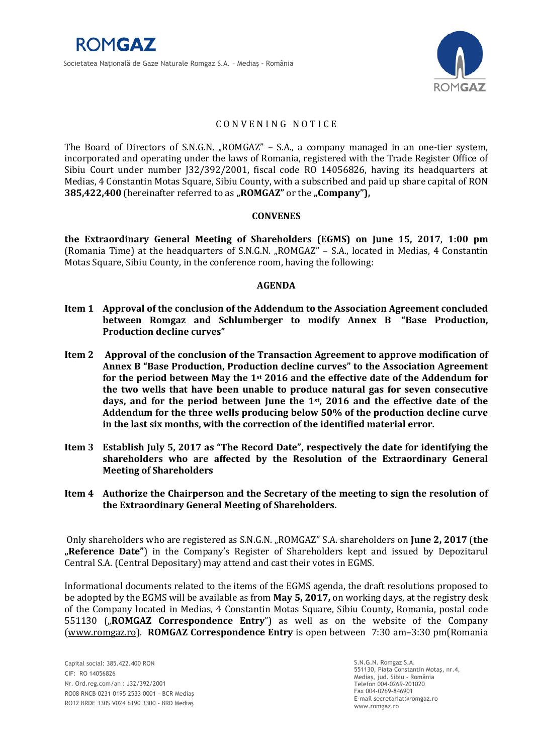# CONVENING NOTICE

The Board of Directors of S.N.G.N. „ROMGAZ" – S.A., a company managed in an one-tier system, incorporated and operating under the laws of Romania, registered with the Trade Register Office of Sibiu Court under number J32/392/2001, fiscal code RO 14056826, having its headquarters at Medias, 4 Constantin Motas Square, Sibiu County, with a subscribed and paid up share capital of RON **385,422,400** (hereinafter referred to as **„ROMGAZ"** or the **„Company"),**

**CONVENES**

**the Extraordinary General Meeting of Shareholders (EGMS) on June 15, 2017**, **1:00 pm** (Romania Time) at the headquarters of S.N.G.N. „ROMGAZ" – S.A., located in Medias, 4 Constantin Motas Square, Sibiu County, in the conference room, having the following:

**AGENDA**

**Item 1 Approval of the conclusion of the Addendum to the Association Agreement concluded between Romgaz and Schlumberger to modify Annex B "Base Production, Production decline curves"**

**Item 2 Approval of the conclusion of the Transaction Agreement to approve modification of Annex B "Base Production, Production decline curves" to the Association Agreement for the period between May the 1st 2016 and the effective date of the Addendum for the two wells that have been unable to produce natural gas for seven consecutive days, and for the period between June the 1st, 2016 and the effective date of the Addendum for the three wells producing below 50% of the production decline curve in the last six months, with the correction of the identified material error.**

**Item 3 Establish July 5, 2017 as "The Record Date", respectively the date for identifying the shareholders who are affected by the Resolution of the Extraordinary General Meeting of Shareholders**

**Item 4 Authorize the Chairperson and the Secretary of the meeting to sign the resolution of the Extraordinary General Meeting of Shareholders.**

Only shareholders who are registered as S.N.G.N. „ROMGAZ" S.A. shareholders on **June 2, 2017** (**the „Reference Date"**) in the Company's Register of Shareholders kept and issued by Depozitarul Central S.A. (Central Depositary) may attend and cast their votes in EGMS.

Informational documents related to the items of the EGMS agenda, the draft resolutions proposed to be adopted by the EGMS will be available as from **May 5, 2017,** on working days, at the registry desk of the Company located in Medias, 4 Constantin Motas Square, Sibiu County, Romania, postal code 551130 („**ROMGAZ Correspondence Entry**") as well as on the website of the Company (www.romgaz.ro). **ROMGAZ Correspondence Entry** is open between 7:30 am–3:30 pm(Romania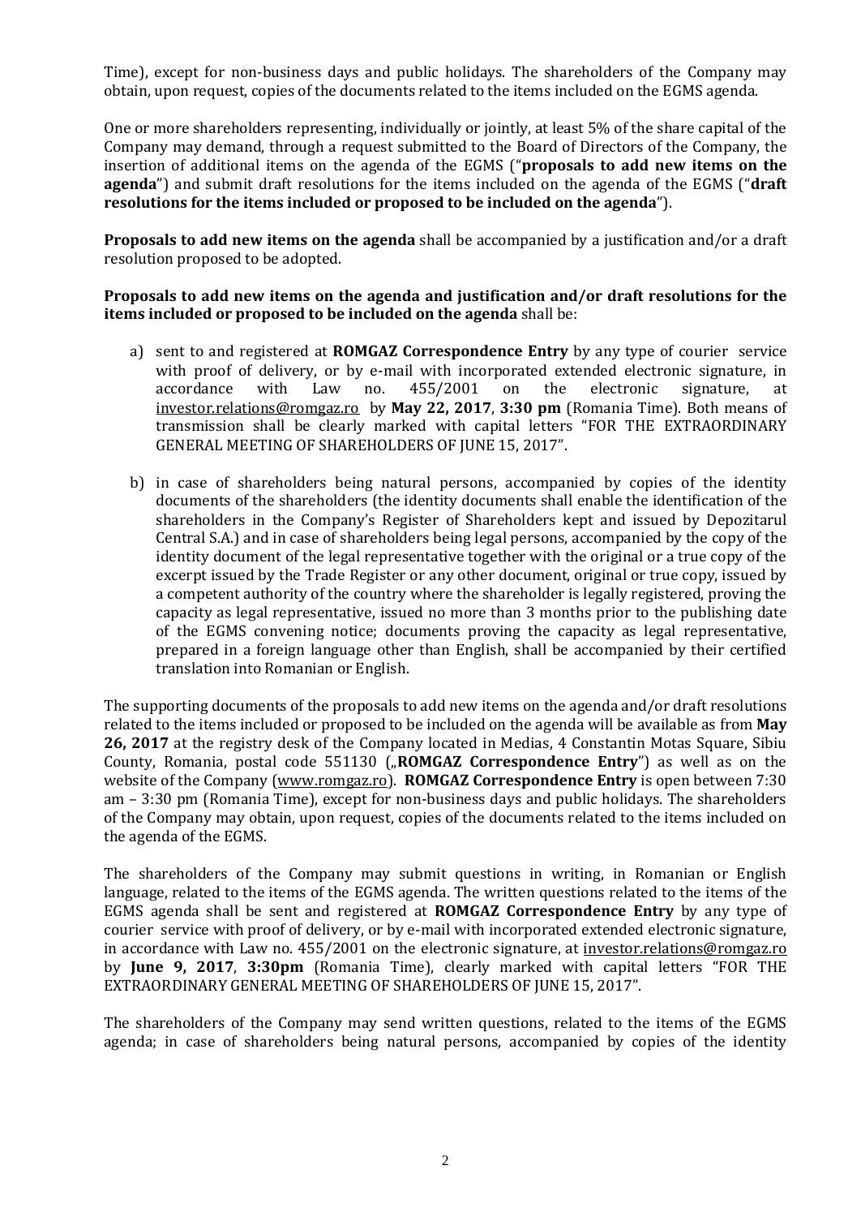Time), except for non-business days and public holidays. The shareholders of the Company may obtain, upon request, copies of the documents related to the items included on the EGMS agenda.

One or more shareholders representing, individually or jointly, at least 5% of the share capital of the Company may demand, through a request submitted to the Board of Directors of the Company, the insertion of additional items on the agenda of the EGMS ("**proposals to add new items on the agenda**") and submit draft resolutions for the items included on the agenda of the EGMS ("**draft resolutions for the items included or proposed to be included on the agenda**").

**Proposals to add new items on the agenda** shall be accompanied by a justification and/or a draft resolution proposed to be adopted.

**Proposals to add new items on the agenda and justification and/or draft resolutions for the items included or proposed to be included on the agenda** shall be:

a) sent to and registered at **ROMGAZ Correspondence Entry** by any type of courier service with proof of delivery, or by e-mail with incorporated extended electronic signature, in accordance with Law no. 455/2001 on the electronic signature, at investor.relations@romgaz.ro by **May 22, 2017**, **3:30 pm** (Romania Time). Both means of transmission shall be clearly marked with capital letters "FOR THE EXTRAORDINARY GENERAL MEETING OF SHAREHOLDERS OF JUNE 15, 2017".

b) in case of shareholders being natural persons, accompanied by copies of the identity documents of the shareholders (the identity documents shall enable the identification of the shareholders in the Company's Register of Shareholders kept and issued by Depozitarul Central S.A.) and in case of shareholders being legal persons, accompanied by the copy of the identity document of the legal representative together with the original or a true copy of the excerpt issued by the Trade Register or any other document, original or true copy, issued by a competent authority of the country where the shareholder is legally registered, proving the capacity as legal representative, issued no more than 3 months prior to the publishing date of the EGMS convening notice; documents proving the capacity as legal representative, prepared in a foreign language other than English, shall be accompanied by their certified translation into Romanian or English.

The supporting documents of the proposals to add new items on the agenda and/or draft resolutions related to the items included or proposed to be included on the agenda will be available as from **May 26, 2017** at the registry desk of the Company located in Medias, 4 Constantin Motas Square, Sibiu County, Romania, postal code 551130 („**ROMGAZ Correspondence Entry**") as well as on the website of the Company (www.romgaz.ro). **ROMGAZ Correspondence Entry** is open between 7:30 am – 3:30 pm (Romania Time), except for non-business days and public holidays. The shareholders of the Company may obtain, upon request, copies of the documents related to the items included on the agenda of the EGMS.

The shareholders of the Company may submit questions in writing, in Romanian or English language, related to the items of the EGMS agenda. The written questions related to the items of the EGMS agenda shall be sent and registered at **ROMGAZ Correspondence Entry** by any type of courier service with proof of delivery, or by e-mail with incorporated extended electronic signature, in accordance with Law no. 455/2001 on the electronic signature, at investor.relations@romgaz.ro by **June 9, 2017**, **3:30pm** (Romania Time), clearly marked with capital letters "FOR THE EXTRAORDINARY GENERAL MEETING OF SHAREHOLDERS OF JUNE 15, 2017".

The shareholders of the Company may send written questions, related to the items of the EGMS agenda; in case of shareholders being natural persons, accompanied by copies of the identity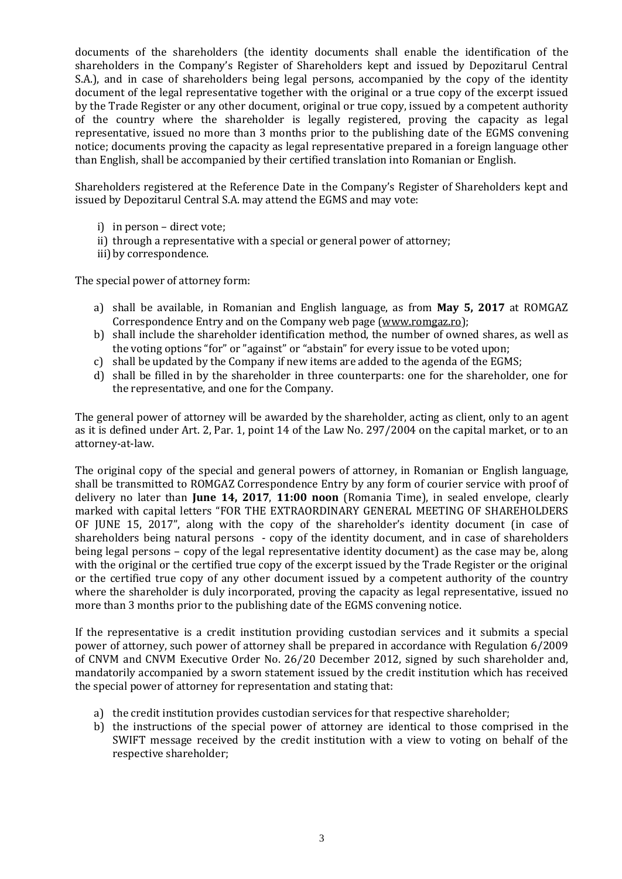documents of the shareholders (the identity documents shall enable the identification of the shareholders in the Company's Register of Shareholders kept and issued by Depozitarul Central S.A.), and in case of shareholders being legal persons, accompanied by the copy of the identity document of the legal representative together with the original or a true copy of the excerpt issued by the Trade Register or any other document, original or true copy, issued by a competent authority of the country where the shareholder is legally registered, proving the capacity as legal representative, issued no more than 3 months prior to the publishing date of the EGMS convening notice; documents proving the capacity as legal representative prepared in a foreign language other than English, shall be accompanied by their certified translation into Romanian or English.

Shareholders registered at the Reference Date in the Company's Register of Shareholders kept and issued by Depozitarul Central S.A. may attend the EGMS and may vote:

i) in person – direct vote;
ii) through a representative with a special or general power of attorney;
iii) by correspondence.

The special power of attorney form:

a) shall be available, in Romanian and English language, as from **May 5, 2017** at ROMGAZ Correspondence Entry and on the Company web page (www.romgaz.ro);
b) shall include the shareholder identification method, the number of owned shares, as well as the voting options "for" or "against" or "abstain" for every issue to be voted upon;
c) shall be updated by the Company if new items are added to the agenda of the EGMS;
d) shall be filled in by the shareholder in three counterparts: one for the shareholder, one for the representative, and one for the Company.

The general power of attorney will be awarded by the shareholder, acting as client, only to an agent as it is defined under Art. 2, Par. 1, point 14 of the Law No. 297/2004 on the capital market, or to an attorney-at-law.

The original copy of the special and general powers of attorney, in Romanian or English language, shall be transmitted to ROMGAZ Correspondence Entry by any form of courier service with proof of delivery no later than **June 14, 2017**, **11:00 noon** (Romania Time), in sealed envelope, clearly marked with capital letters "FOR THE EXTRAORDINARY GENERAL MEETING OF SHAREHOLDERS OF JUNE 15, 2017", along with the copy of the shareholder's identity document (in case of shareholders being natural persons - copy of the identity document, and in case of shareholders being legal persons – copy of the legal representative identity document) as the case may be, along with the original or the certified true copy of the excerpt issued by the Trade Register or the original or the certified true copy of any other document issued by a competent authority of the country where the shareholder is duly incorporated, proving the capacity as legal representative, issued no more than 3 months prior to the publishing date of the EGMS convening notice.

If the representative is a credit institution providing custodian services and it submits a special power of attorney, such power of attorney shall be prepared in accordance with Regulation 6/2009 of CNVM and CNVM Executive Order No. 26/20 December 2012, signed by such shareholder and, mandatorily accompanied by a sworn statement issued by the credit institution which has received the special power of attorney for representation and stating that:

a) the credit institution provides custodian services for that respective shareholder;
b) the instructions of the special power of attorney are identical to those comprised in the SWIFT message received by the credit institution with a view to voting on behalf of the respective shareholder;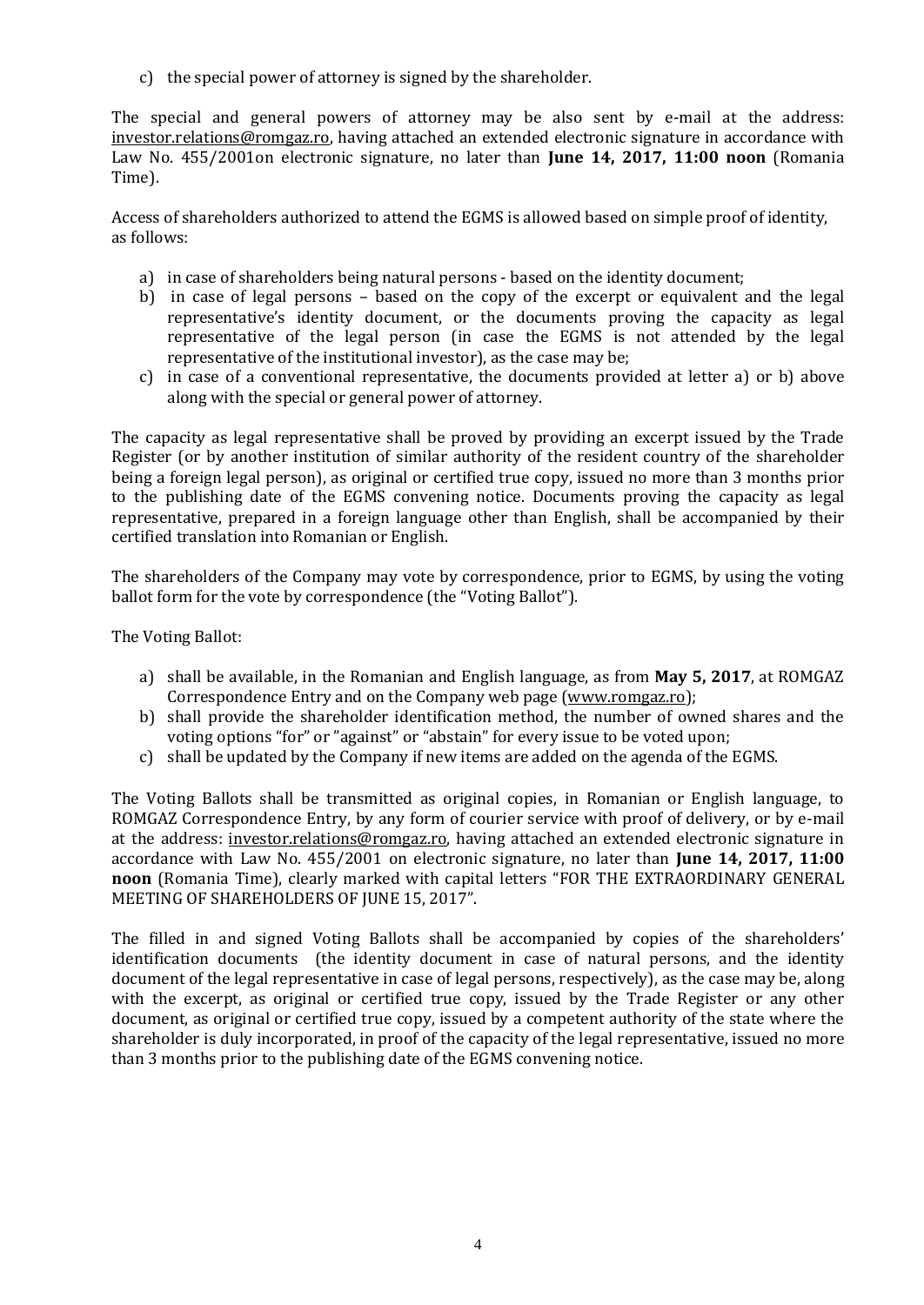c) the special power of attorney is signed by the shareholder.

The special and general powers of attorney may be also sent by e-mail at the address: investor.relations@romgaz.ro, having attached an extended electronic signature in accordance with Law No. 455/2001on electronic signature, no later than **June 14, 2017, 11:00 noon** (Romania Time).

Access of shareholders authorized to attend the EGMS is allowed based on simple proof of identity, as follows:

a) in case of shareholders being natural persons - based on the identity document;
b) in case of legal persons – based on the copy of the excerpt or equivalent and the legal representative's identity document, or the documents proving the capacity as legal representative of the legal person (in case the EGMS is not attended by the legal representative of the institutional investor), as the case may be;
c) in case of a conventional representative, the documents provided at letter a) or b) above along with the special or general power of attorney.

The capacity as legal representative shall be proved by providing an excerpt issued by the Trade Register (or by another institution of similar authority of the resident country of the shareholder being a foreign legal person), as original or certified true copy, issued no more than 3 months prior to the publishing date of the EGMS convening notice. Documents proving the capacity as legal representative, prepared in a foreign language other than English, shall be accompanied by their certified translation into Romanian or English.

The shareholders of the Company may vote by correspondence, prior to EGMS, by using the voting ballot form for the vote by correspondence (the "Voting Ballot").

The Voting Ballot:

a) shall be available, in the Romanian and English language, as from **May 5, 2017**, at ROMGAZ Correspondence Entry and on the Company web page (www.romgaz.ro);
b) shall provide the shareholder identification method, the number of owned shares and the voting options "for" or "against" or "abstain" for every issue to be voted upon;
c) shall be updated by the Company if new items are added on the agenda of the EGMS.

The Voting Ballots shall be transmitted as original copies, in Romanian or English language, to ROMGAZ Correspondence Entry, by any form of courier service with proof of delivery, or by e-mail at the address: investor.relations@romgaz.ro, having attached an extended electronic signature in accordance with Law No. 455/2001 on electronic signature, no later than **June 14, 2017, 11:00 noon** (Romania Time), clearly marked with capital letters "FOR THE EXTRAORDINARY GENERAL MEETING OF SHAREHOLDERS OF JUNE 15, 2017".

The filled in and signed Voting Ballots shall be accompanied by copies of the shareholders' identification documents (the identity document in case of natural persons, and the identity document of the legal representative in case of legal persons, respectively), as the case may be, along with the excerpt, as original or certified true copy, issued by the Trade Register or any other document, as original or certified true copy, issued by a competent authority of the state where the shareholder is duly incorporated, in proof of the capacity of the legal representative, issued no more than 3 months prior to the publishing date of the EGMS convening notice.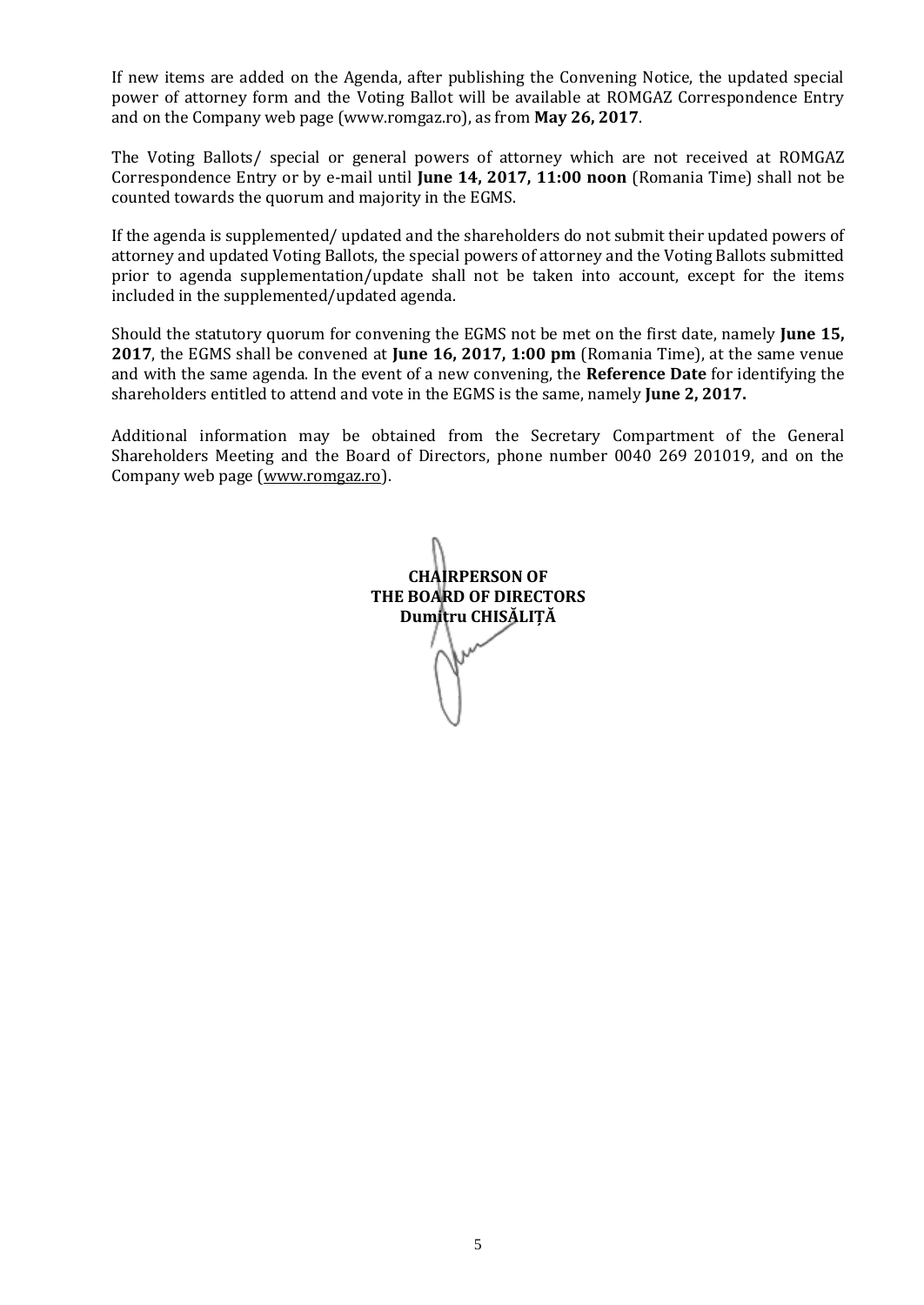If new items are added on the Agenda, after publishing the Convening Notice, the updated special power of attorney form and the Voting Ballot will be available at ROMGAZ Correspondence Entry and on the Company web page (www.romgaz.ro), as from **May 26, 2017**.

The Voting Ballots/ special or general powers of attorney which are not received at ROMGAZ Correspondence Entry or by e-mail until **June 14, 2017, 11:00 noon** (Romania Time) shall not be counted towards the quorum and majority in the EGMS.

If the agenda is supplemented/ updated and the shareholders do not submit their updated powers of attorney and updated Voting Ballots, the special powers of attorney and the Voting Ballots submitted prior to agenda supplementation/update shall not be taken into account, except for the items included in the supplemented/updated agenda.

Should the statutory quorum for convening the EGMS not be met on the first date, namely **June 15, 2017**, the EGMS shall be convened at **June 16, 2017, 1:00 pm** (Romania Time), at the same venue and with the same agenda. In the event of a new convening, the **Reference Date** for identifying the shareholders entitled to attend and vote in the EGMS is the same, namely **June 2, 2017.**

Additional information may be obtained from the Secretary Compartment of the General Shareholders Meeting and the Board of Directors, phone number 0040 269 201019, and on the Company web page (www.romgaz.ro).

**CHAIRPERSON OF**
**THE BOARD OF DIRECTORS**
**Dumitru CHISĂLIȚĂ**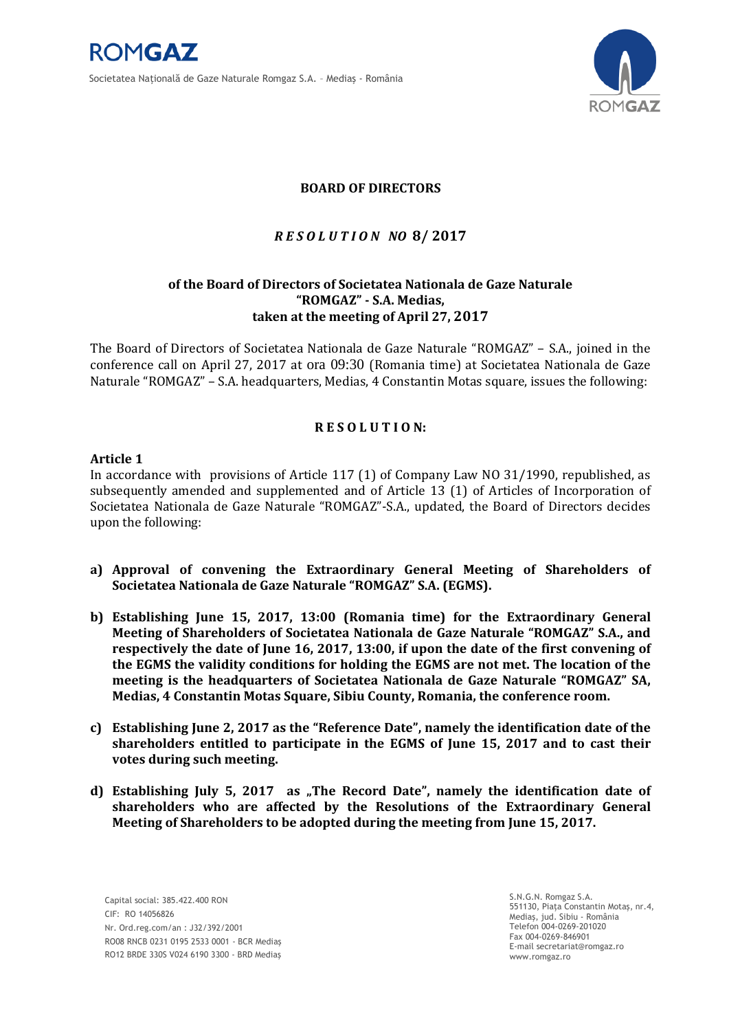**BOARD OF DIRECTORS**

***R E S O L U T I O N NO* 8/ 2017**

**of the Board of Directors of Societatea Nationala de Gaze Naturale "ROMGAZ" - S.A. Medias, taken at the meeting of April 27, 2017**

The Board of Directors of Societatea Nationala de Gaze Naturale "ROMGAZ" – S.A., joined in the conference call on April 27, 2017 at ora 09:30 (Romania time) at Societatea Nationala de Gaze Naturale "ROMGAZ" – S.A. headquarters, Medias, 4 Constantin Motas square, issues the following:

**R E S O L U T I O N:**

**Article 1**

In accordance with provisions of Article 117 (1) of Company Law NO 31/1990, republished, as subsequently amended and supplemented and of Article 13 (1) of Articles of Incorporation of Societatea Nationala de Gaze Naturale "ROMGAZ"-S.A., updated, the Board of Directors decides upon the following:

a) **Approval of convening the Extraordinary General Meeting of Shareholders of Societatea Nationala de Gaze Naturale "ROMGAZ" S.A. (EGMS).**

b) **Establishing June 15, 2017, 13:00 (Romania time) for the Extraordinary General Meeting of Shareholders of Societatea Nationala de Gaze Naturale "ROMGAZ" S.A., and respectively the date of June 16, 2017, 13:00, if upon the date of the first convening of the EGMS the validity conditions for holding the EGMS are not met. The location of the meeting is the headquarters of Societatea Nationala de Gaze Naturale "ROMGAZ" SA, Medias, 4 Constantin Motas Square, Sibiu County, Romania, the conference room.**

c) **Establishing June 2, 2017 as the "Reference Date", namely the identification date of the shareholders entitled to participate in the EGMS of June 15, 2017 and to cast their votes during such meeting.**

d) **Establishing July 5, 2017 as „The Record Date", namely the identification date of shareholders who are affected by the Resolutions of the Extraordinary General Meeting of Shareholders to be adopted during the meeting from June 15, 2017.**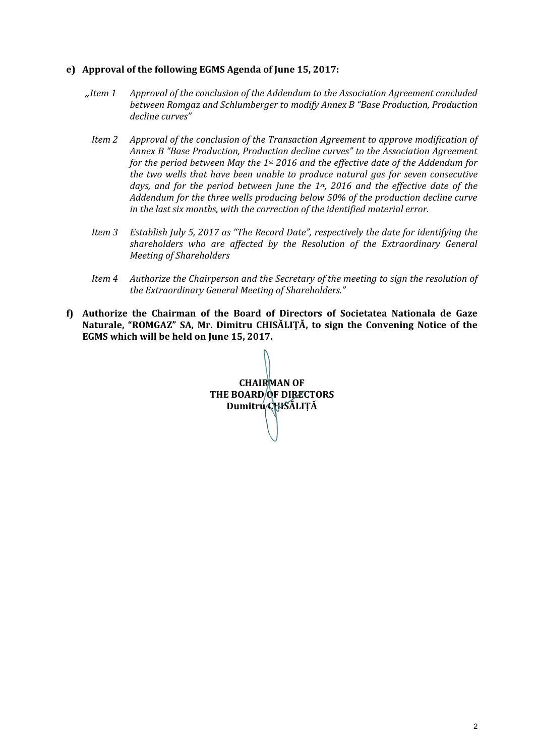**e) Approval of the following EGMS Agenda of June 15, 2017:**

*„Item 1 Approval of the conclusion of the Addendum to the Association Agreement concluded between Romgaz and Schlumberger to modify Annex B "Base Production, Production decline curves"*

*Item 2 Approval of the conclusion of the Transaction Agreement to approve modification of Annex B "Base Production, Production decline curves" to the Association Agreement for the period between May the 1st 2016 and the effective date of the Addendum for the two wells that have been unable to produce natural gas for seven consecutive days, and for the period between June the 1st, 2016 and the effective date of the Addendum for the three wells producing below 50% of the production decline curve in the last six months, with the correction of the identified material error.*

*Item 3 Establish July 5, 2017 as "The Record Date", respectively the date for identifying the shareholders who are affected by the Resolution of the Extraordinary General Meeting of Shareholders*

*Item 4 Authorize the Chairperson and the Secretary of the meeting to sign the resolution of the Extraordinary General Meeting of Shareholders."*

**f) Authorize the Chairman of the Board of Directors of Societatea Nationala de Gaze Naturale, "ROMGAZ" SA, Mr. Dimitru CHISĂLIȚĂ, to sign the Convening Notice of the EGMS which will be held on June 15, 2017.**

**CHAIRMAN OF**
**THE BOARD OF DIRECTORS**
**Dumitru CHISĂLIȚĂ**